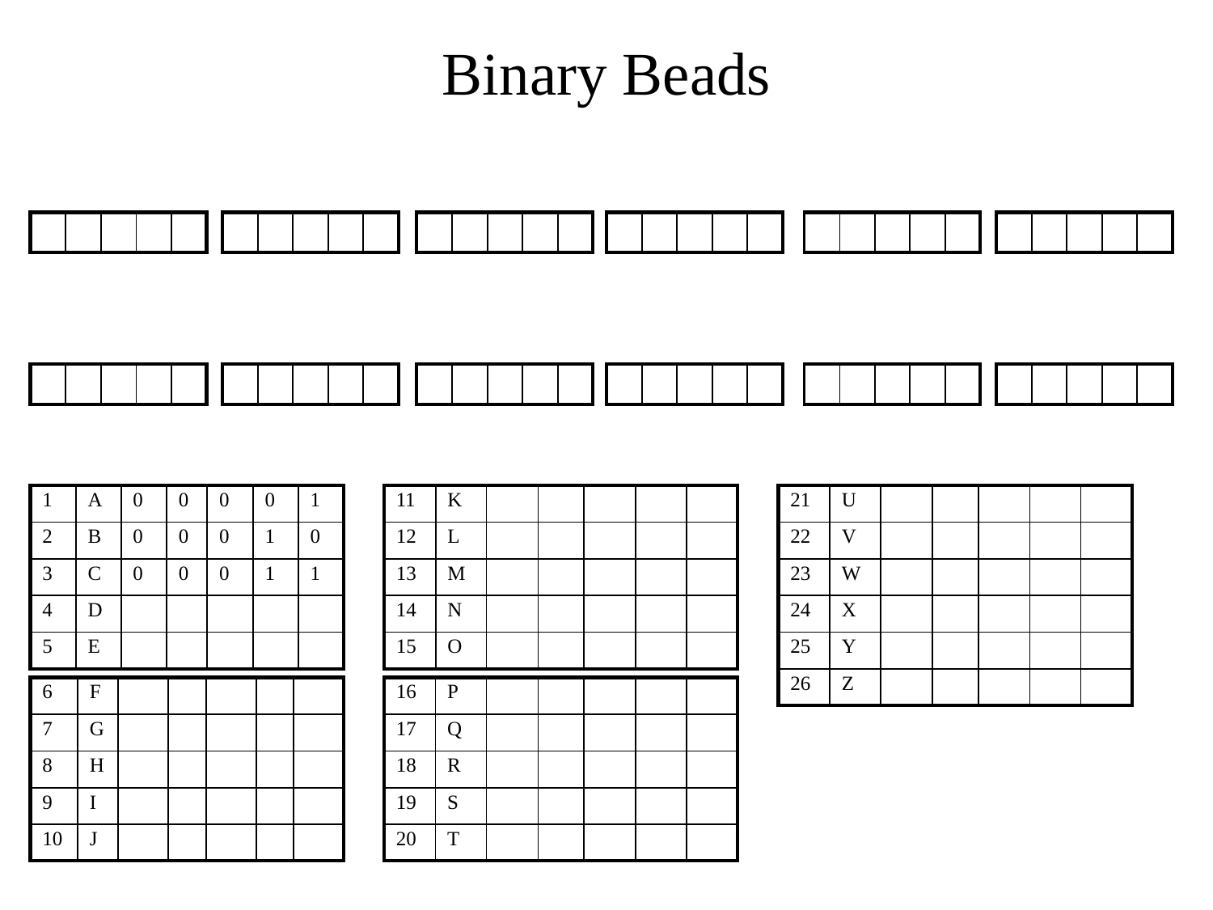# Binary Beads

| | | | | |
|---|---|---|---|---|
| | | | | |

| | | | | |
|---|---|---|---|---|
| | | | | |

| | | | | |
|---|---|---|---|---|
| | | | | |

| | | | | |
|---|---|---|---|---|
| | | | | |

| | | | | |
|---|---|---|---|---|
| | | | | |

| | | | | |
|---|---|---|---|---|
| | | | | |

| | | | | |
|---|---|---|---|---|
| | | | | |

| | | | | |
|---|---|---|---|---|
| | | | | |

| | | | | |
|---|---|---|---|---|
| | | | | |

| | | | | |
|---|---|---|---|---|
| | | | | |

| | | | | |
|---|---|---|---|---|
| | | | | |

| | | | | |
|---|---|---|---|---|
| | | | | |

| | | | | | | |
|---|---|---|---|---|---|---|
| 1 | A | 0 | 0 | 0 | 0 | 1 |
| 2 | B | 0 | 0 | 0 | 1 | 0 |
| 3 | C | 0 | 0 | 0 | 1 | 1 |
| 4 | D | | | | | |
| 5 | E | | | | | |
| 6 | F | | | | | |
| 7 | G | | | | | |
| 8 | H | | | | | |
| 9 | I | | | | | |
| 10 | J | | | | | |

| | | | | | | |
|---|---|---|---|---|---|---|
| 11 | K | | | | | |
| 12 | L | | | | | |
| 13 | M | | | | | |
| 14 | N | | | | | |
| 15 | O | | | | | |
| 16 | P | | | | | |
| 17 | Q | | | | | |
| 18 | R | | | | | |
| 19 | S | | | | | |
| 20 | T | | | | | |

| | | | | | | |
|---|---|---|---|---|---|---|
| 21 | U | | | | | |
| 22 | V | | | | | |
| 23 | W | | | | | |
| 24 | X | | | | | |
| 25 | Y | | | | | |
| 26 | Z | | | | | |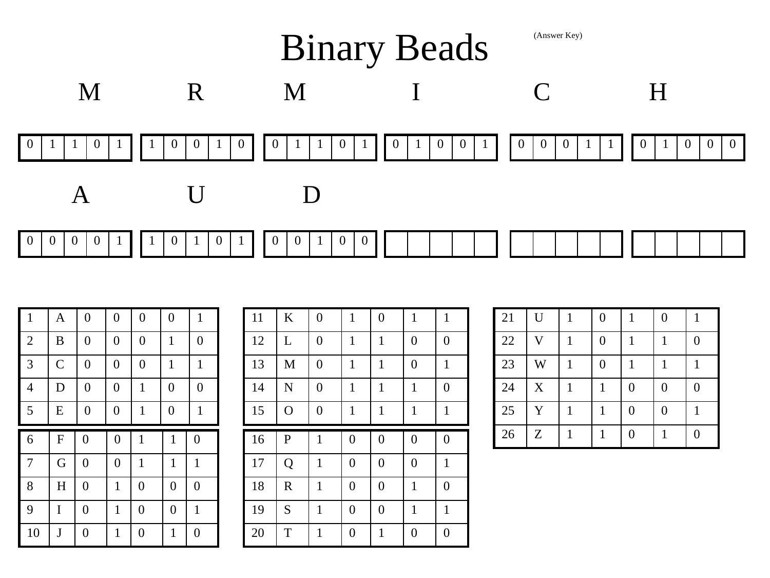# Binary Beads

(Answer Key)

| M | R | M | I | C | H |
|---|---|---|---|---|---|
| 0 1 1 0 1 | 1 0 0 1 0 | 0 1 1 0 1 | 0 1 0 0 1 | 0 0 0 1 1 | 0 1 0 0 0 |

| A | U | D | | | |
|---|---|---|---|---|---|
| 0 0 0 0 1 | 1 0 1 0 1 | 0 0 1 0 0 | | | |

| | | | | | | |
|---|---|---|---|---|---|---|
| 1 | A | 0 | 0 | 0 | 0 | 1 |
| 2 | B | 0 | 0 | 0 | 1 | 0 |
| 3 | C | 0 | 0 | 0 | 1 | 1 |
| 4 | D | 0 | 0 | 1 | 0 | 0 |
| 5 | E | 0 | 0 | 1 | 0 | 1 |
| 6 | F | 0 | 0 | 1 | 1 | 0 |
| 7 | G | 0 | 0 | 1 | 1 | 1 |
| 8 | H | 0 | 1 | 0 | 0 | 0 |
| 9 | I | 0 | 1 | 0 | 0 | 1 |
| 10 | J | 0 | 1 | 0 | 1 | 0 |

| | | | | | | |
|---|---|---|---|---|---|---|
| 11 | K | 0 | 1 | 0 | 1 | 1 |
| 12 | L | 0 | 1 | 1 | 0 | 0 |
| 13 | M | 0 | 1 | 1 | 0 | 1 |
| 14 | N | 0 | 1 | 1 | 1 | 0 |
| 15 | O | 0 | 1 | 1 | 1 | 1 |
| 16 | P | 1 | 0 | 0 | 0 | 0 |
| 17 | Q | 1 | 0 | 0 | 0 | 1 |
| 18 | R | 1 | 0 | 0 | 1 | 0 |
| 19 | S | 1 | 0 | 0 | 1 | 1 |
| 20 | T | 1 | 0 | 1 | 0 | 0 |

| | | | | | | |
|---|---|---|---|---|---|---|
| 21 | U | 1 | 0 | 1 | 0 | 1 |
| 22 | V | 1 | 0 | 1 | 1 | 0 |
| 23 | W | 1 | 0 | 1 | 1 | 1 |
| 24 | X | 1 | 1 | 0 | 0 | 0 |
| 25 | Y | 1 | 1 | 0 | 0 | 1 |
| 26 | Z | 1 | 1 | 0 | 1 | 0 |